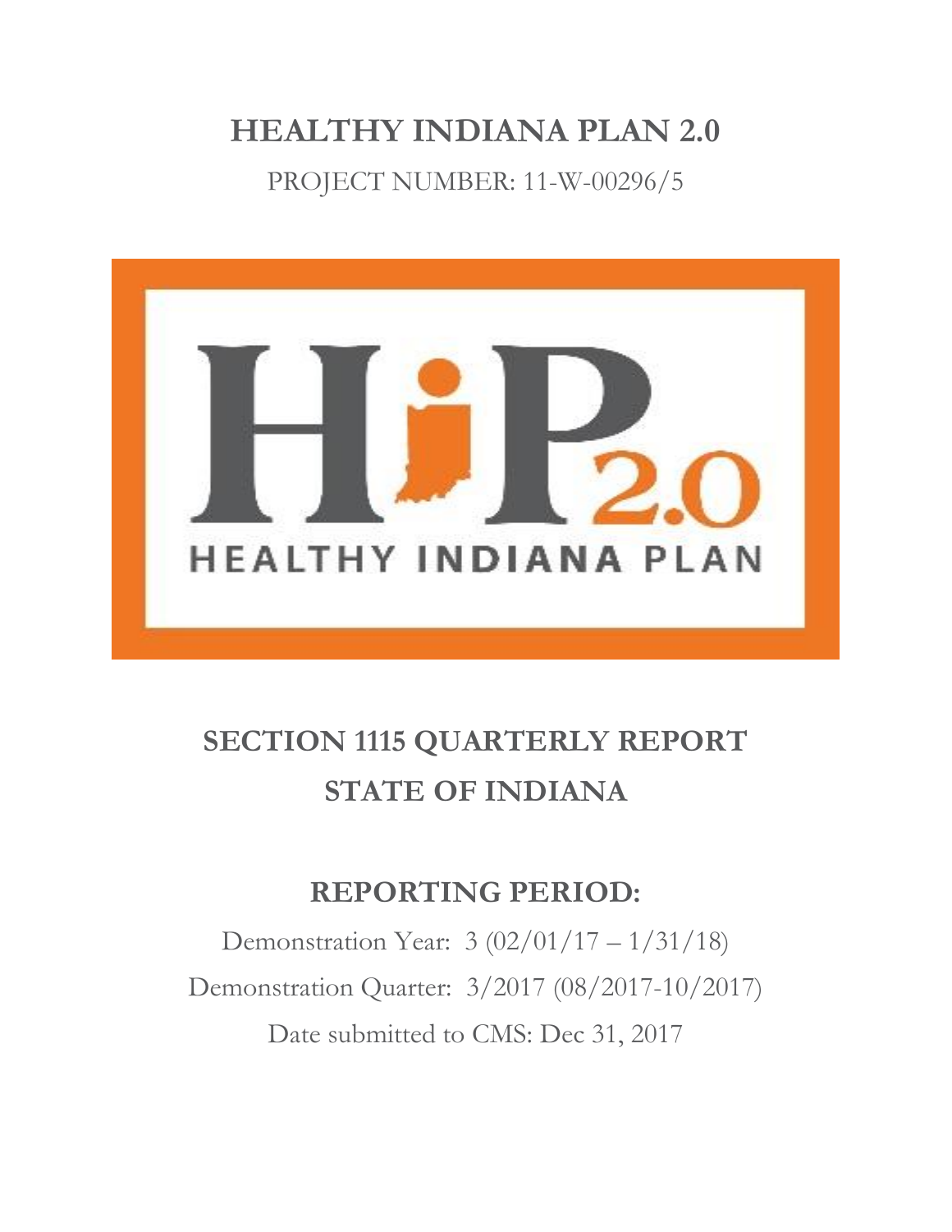# HEALTHY INDIANA PLAN 2.0

PROJECT NUMBER: 11-W-00296/5

# SECTION 1115 QUARTERLY REPORT
# STATE OF INDIANA

## REPORTING PERIOD:

Demonstration Year: 3 (02/01/17 – 1/31/18)

Demonstration Quarter: 3/2017 (08/2017-10/2017)

Date submitted to CMS: Dec 31, 2017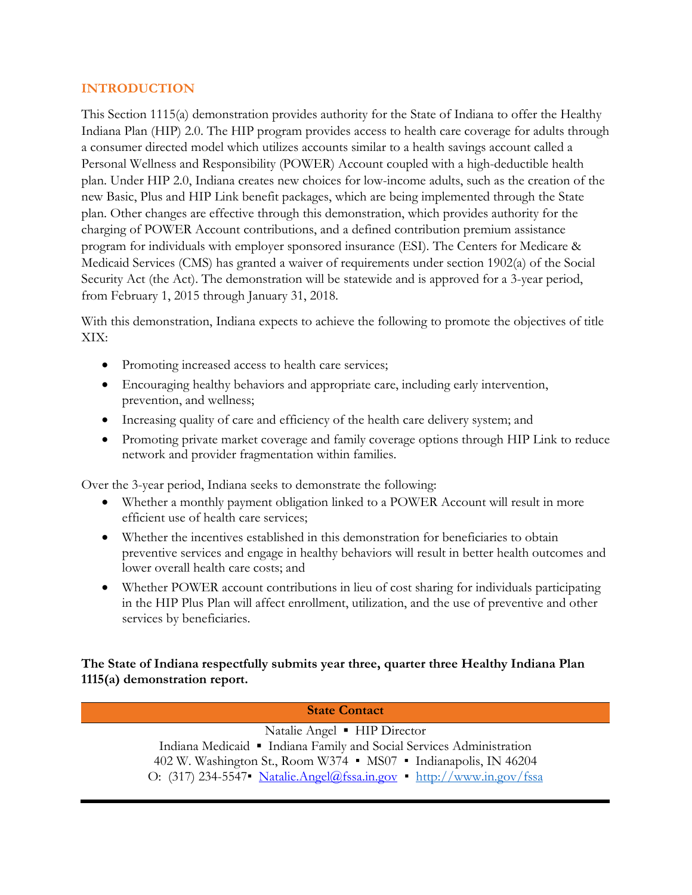## INTRODUCTION

This Section 1115(a) demonstration provides authority for the State of Indiana to offer the Healthy Indiana Plan (HIP) 2.0. The HIP program provides access to health care coverage for adults through a consumer directed model which utilizes accounts similar to a health savings account called a Personal Wellness and Responsibility (POWER) Account coupled with a high-deductible health plan. Under HIP 2.0, Indiana creates new choices for low-income adults, such as the creation of the new Basic, Plus and HIP Link benefit packages, which are being implemented through the State plan. Other changes are effective through this demonstration, which provides authority for the charging of POWER Account contributions, and a defined contribution premium assistance program for individuals with employer sponsored insurance (ESI). The Centers for Medicare & Medicaid Services (CMS) has granted a waiver of requirements under section 1902(a) of the Social Security Act (the Act). The demonstration will be statewide and is approved for a 3-year period, from February 1, 2015 through January 31, 2018.

With this demonstration, Indiana expects to achieve the following to promote the objectives of title XIX:

- Promoting increased access to health care services;
- Encouraging healthy behaviors and appropriate care, including early intervention, prevention, and wellness;
- Increasing quality of care and efficiency of the health care delivery system; and
- Promoting private market coverage and family coverage options through HIP Link to reduce network and provider fragmentation within families.

Over the 3-year period, Indiana seeks to demonstrate the following:

- Whether a monthly payment obligation linked to a POWER Account will result in more efficient use of health care services;
- Whether the incentives established in this demonstration for beneficiaries to obtain preventive services and engage in healthy behaviors will result in better health outcomes and lower overall health care costs; and
- Whether POWER account contributions in lieu of cost sharing for individuals participating in the HIP Plus Plan will affect enrollment, utilization, and the use of preventive and other services by beneficiaries.

**The State of Indiana respectfully submits year three, quarter three Healthy Indiana Plan 1115(a) demonstration report.**

| State Contact |
| --- |
| Natalie Angel ▪ HIP Director |
| Indiana Medicaid ▪ Indiana Family and Social Services Administration |
| 402 W. Washington St., Room W374 ▪ MS07 ▪ Indianapolis, IN 46204 |
| O: (317) 234-5547▪ Natalie.Angel@fssa.in.gov ▪ http://www.in.gov/fssa |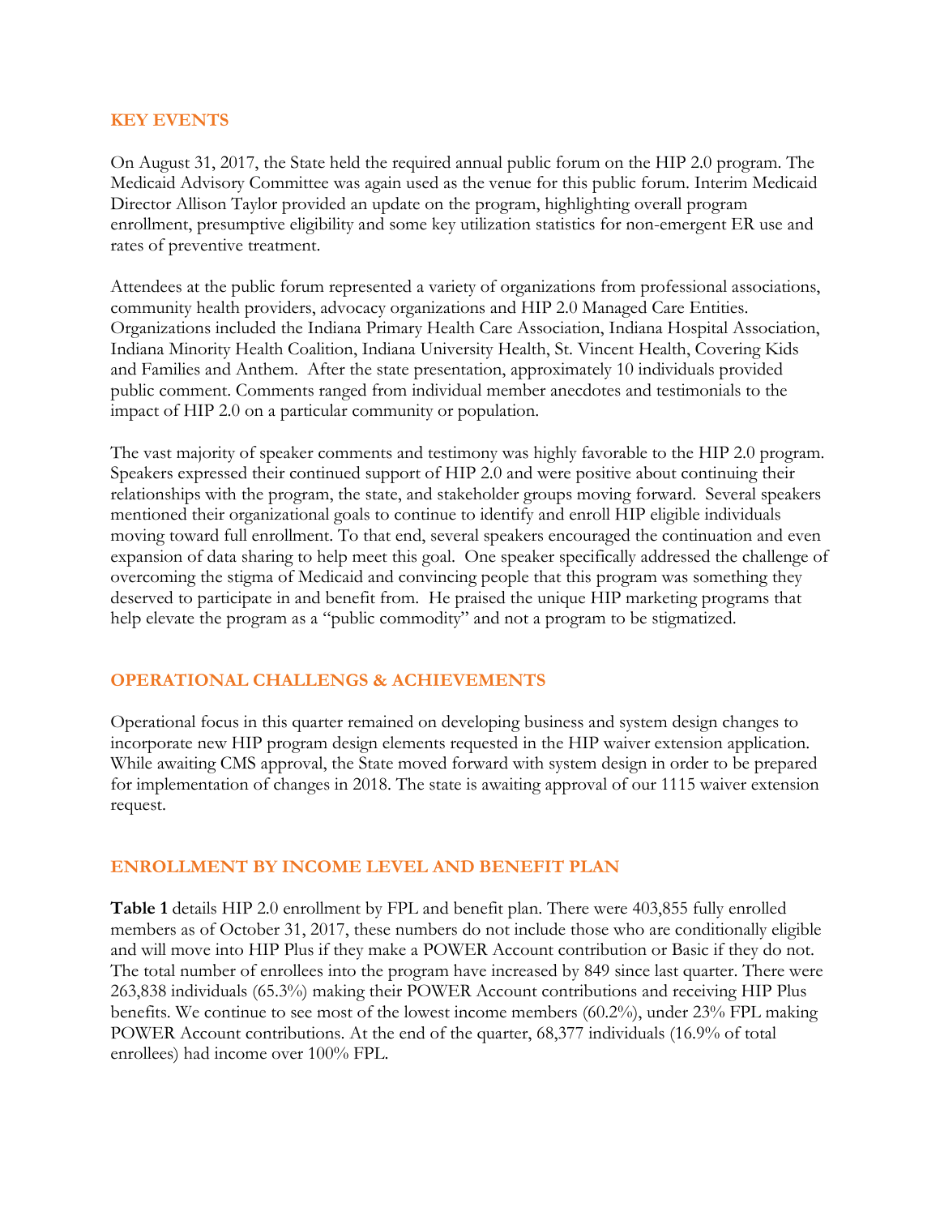## KEY EVENTS

On August 31, 2017, the State held the required annual public forum on the HIP 2.0 program. The Medicaid Advisory Committee was again used as the venue for this public forum. Interim Medicaid Director Allison Taylor provided an update on the program, highlighting overall program enrollment, presumptive eligibility and some key utilization statistics for non-emergent ER use and rates of preventive treatment.

Attendees at the public forum represented a variety of organizations from professional associations, community health providers, advocacy organizations and HIP 2.0 Managed Care Entities. Organizations included the Indiana Primary Health Care Association, Indiana Hospital Association, Indiana Minority Health Coalition, Indiana University Health, St. Vincent Health, Covering Kids and Families and Anthem. After the state presentation, approximately 10 individuals provided public comment. Comments ranged from individual member anecdotes and testimonials to the impact of HIP 2.0 on a particular community or population.

The vast majority of speaker comments and testimony was highly favorable to the HIP 2.0 program. Speakers expressed their continued support of HIP 2.0 and were positive about continuing their relationships with the program, the state, and stakeholder groups moving forward. Several speakers mentioned their organizational goals to continue to identify and enroll HIP eligible individuals moving toward full enrollment. To that end, several speakers encouraged the continuation and even expansion of data sharing to help meet this goal. One speaker specifically addressed the challenge of overcoming the stigma of Medicaid and convincing people that this program was something they deserved to participate in and benefit from. He praised the unique HIP marketing programs that help elevate the program as a "public commodity" and not a program to be stigmatized.

## OPERATIONAL CHALLENGS & ACHIEVEMENTS

Operational focus in this quarter remained on developing business and system design changes to incorporate new HIP program design elements requested in the HIP waiver extension application. While awaiting CMS approval, the State moved forward with system design in order to be prepared for implementation of changes in 2018. The state is awaiting approval of our 1115 waiver extension request.

## ENROLLMENT BY INCOME LEVEL AND BENEFIT PLAN

**Table 1** details HIP 2.0 enrollment by FPL and benefit plan. There were 403,855 fully enrolled members as of October 31, 2017, these numbers do not include those who are conditionally eligible and will move into HIP Plus if they make a POWER Account contribution or Basic if they do not. The total number of enrollees into the program have increased by 849 since last quarter. There were 263,838 individuals (65.3%) making their POWER Account contributions and receiving HIP Plus benefits. We continue to see most of the lowest income members (60.2%), under 23% FPL making POWER Account contributions. At the end of the quarter, 68,377 individuals (16.9% of total enrollees) had income over 100% FPL.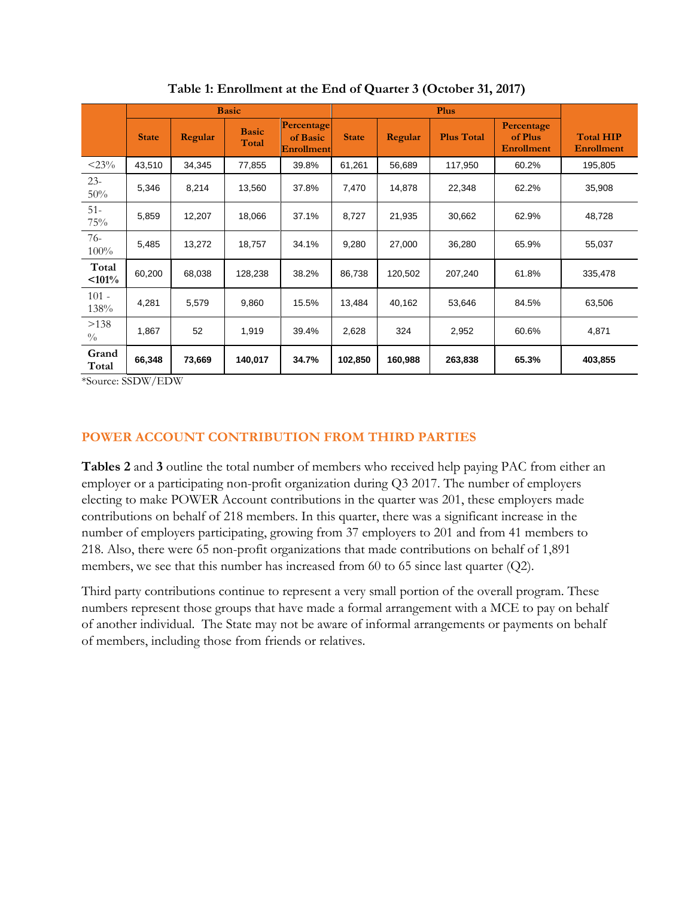**Table 1: Enrollment at the End of Quarter 3 (October 31, 2017)**

| | Basic | | | | Plus | | | | |
|---|---|---|---|---|---|---|---|---|---|
| | State | Regular | Basic Total | Percentage of Basic Enrollment | State | Regular | Plus Total | Percentage of Plus Enrollment | Total HIP Enrollment |
| <23% | 43,510 | 34,345 | 77,855 | 39.8% | 61,261 | 56,689 | 117,950 | 60.2% | 195,805 |
| 23-50% | 5,346 | 8,214 | 13,560 | 37.8% | 7,470 | 14,878 | 22,348 | 62.2% | 35,908 |
| 51-75% | 5,859 | 12,207 | 18,066 | 37.1% | 8,727 | 21,935 | 30,662 | 62.9% | 48,728 |
| 76-100% | 5,485 | 13,272 | 18,757 | 34.1% | 9,280 | 27,000 | 36,280 | 65.9% | 55,037 |
| **Total <101%** | 60,200 | 68,038 | 128,238 | 38.2% | 86,738 | 120,502 | 207,240 | 61.8% | 335,478 |
| 101 - 138% | 4,281 | 5,579 | 9,860 | 15.5% | 13,484 | 40,162 | 53,646 | 84.5% | 63,506 |
| >138 % | 1,867 | 52 | 1,919 | 39.4% | 2,628 | 324 | 2,952 | 60.6% | 4,871 |
| **Grand Total** | **66,348** | **73,669** | **140,017** | **34.7%** | **102,850** | **160,988** | **263,838** | **65.3%** | **403,855** |

*Source: SSDW/EDW

## POWER ACCOUNT CONTRIBUTION FROM THIRD PARTIES

**Tables 2** and **3** outline the total number of members who received help paying PAC from either an employer or a participating non-profit organization during Q3 2017. The number of employers electing to make POWER Account contributions in the quarter was 201, these employers made contributions on behalf of 218 members. In this quarter, there was a significant increase in the number of employers participating, growing from 37 employers to 201 and from 41 members to 218. Also, there were 65 non-profit organizations that made contributions on behalf of 1,891 members, we see that this number has increased from 60 to 65 since last quarter (Q2).

Third party contributions continue to represent a very small portion of the overall program. These numbers represent those groups that have made a formal arrangement with a MCE to pay on behalf of another individual. The State may not be aware of informal arrangements or payments on behalf of members, including those from friends or relatives.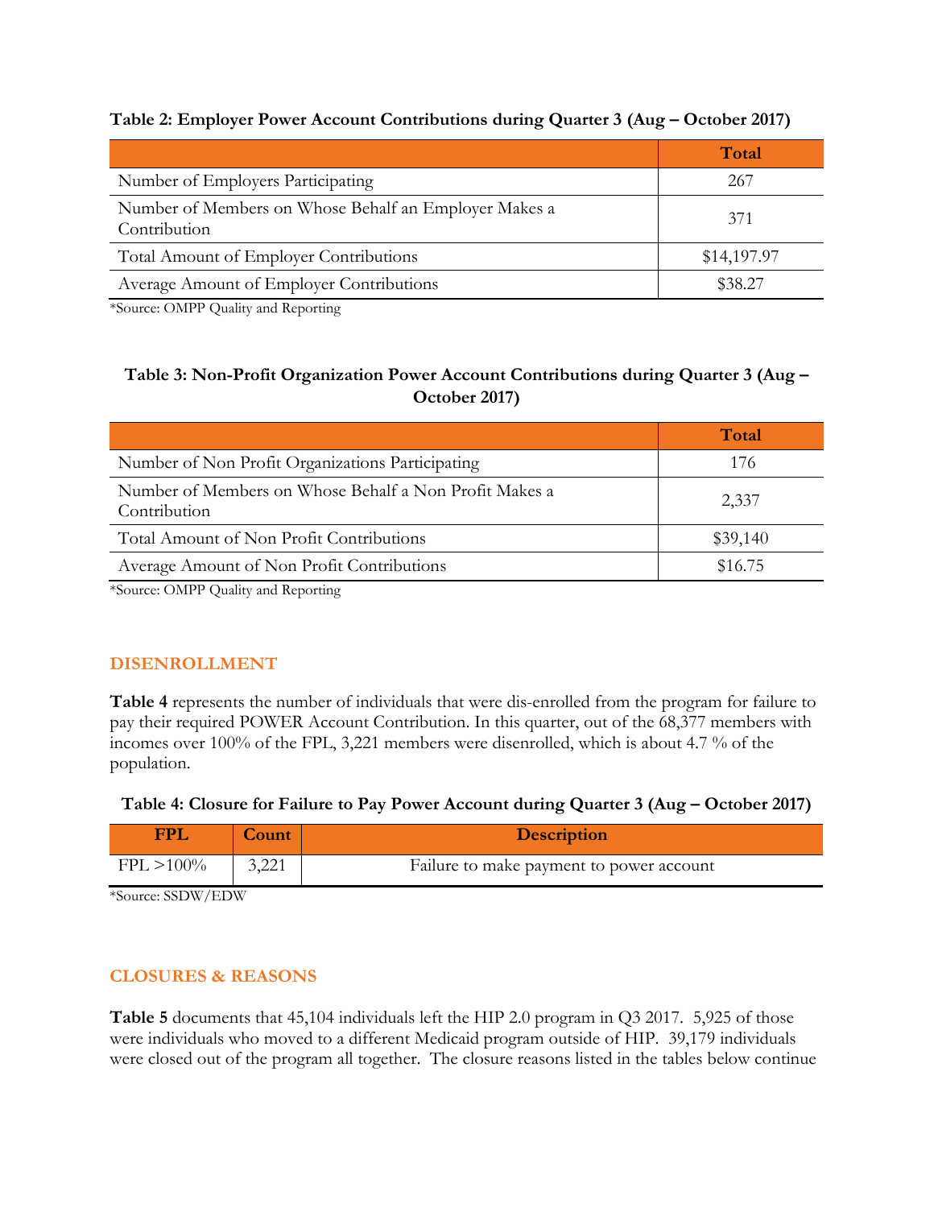**Table 2: Employer Power Account Contributions during Quarter 3 (Aug – October 2017)**

| | Total |
|---|---|
| Number of Employers Participating | 267 |
| Number of Members on Whose Behalf an Employer Makes a Contribution | 371 |
| Total Amount of Employer Contributions | $14,197.97 |
| Average Amount of Employer Contributions | $38.27 |

*Source: OMPP Quality and Reporting

**Table 3: Non-Profit Organization Power Account Contributions during Quarter 3 (Aug – October 2017)**

| | Total |
|---|---|
| Number of Non Profit Organizations Participating | 176 |
| Number of Members on Whose Behalf a Non Profit Makes a Contribution | 2,337 |
| Total Amount of Non Profit Contributions | $39,140 |
| Average Amount of Non Profit Contributions | $16.75 |

*Source: OMPP Quality and Reporting

## DISENROLLMENT

**Table 4** represents the number of individuals that were dis-enrolled from the program for failure to pay their required POWER Account Contribution. In this quarter, out of the 68,377 members with incomes over 100% of the FPL, 3,221 members were disenrolled, which is about 4.7 % of the population.

**Table 4: Closure for Failure to Pay Power Account during Quarter 3 (Aug – October 2017)**

| FPL | Count | Description |
|---|---|---|
| FPL >100% | 3,221 | Failure to make payment to power account |

*Source: SSDW/EDW

## CLOSURES & REASONS

**Table 5** documents that 45,104 individuals left the HIP 2.0 program in Q3 2017. 5,925 of those were individuals who moved to a different Medicaid program outside of HIP. 39,179 individuals were closed out of the program all together. The closure reasons listed in the tables below continue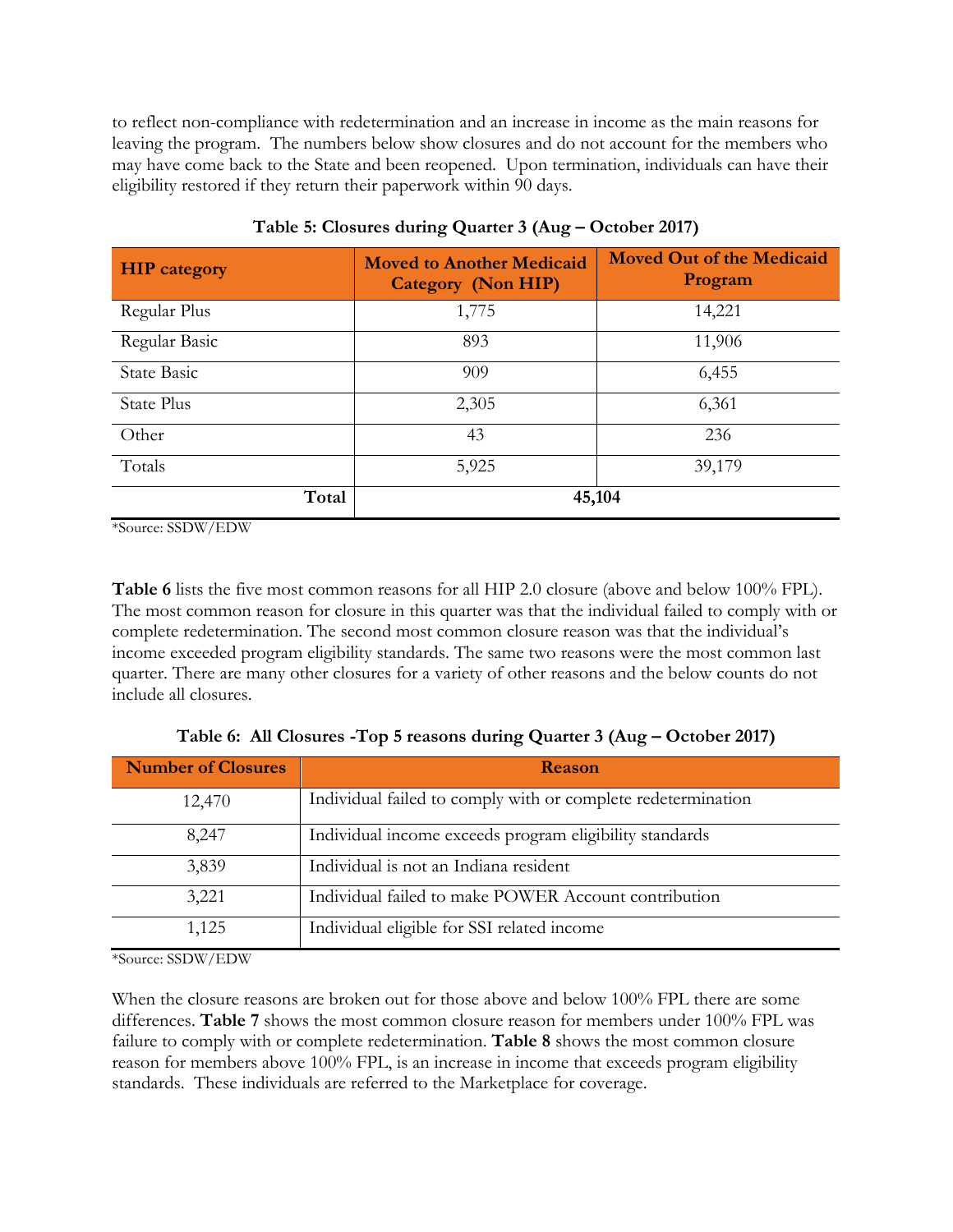to reflect non-compliance with redetermination and an increase in income as the main reasons for leaving the program. The numbers below show closures and do not account for the members who may have come back to the State and been reopened. Upon termination, individuals can have their eligibility restored if they return their paperwork within 90 days.

**Table 5: Closures during Quarter 3 (Aug – October 2017)**

| HIP category | Moved to Another Medicaid Category (Non HIP) | Moved Out of the Medicaid Program |
|---|---|---|
| Regular Plus | 1,775 | 14,221 |
| Regular Basic | 893 | 11,906 |
| State Basic | 909 | 6,455 |
| State Plus | 2,305 | 6,361 |
| Other | 43 | 236 |
| Totals | 5,925 | 39,179 |
| **Total** | **45,104** | |

*Source: SSDW/EDW

**Table 6** lists the five most common reasons for all HIP 2.0 closure (above and below 100% FPL). The most common reason for closure in this quarter was that the individual failed to comply with or complete redetermination. The second most common closure reason was that the individual's income exceeded program eligibility standards. The same two reasons were the most common last quarter. There are many other closures for a variety of other reasons and the below counts do not include all closures.

**Table 6: All Closures -Top 5 reasons during Quarter 3 (Aug – October 2017)**

| Number of Closures | Reason |
|---|---|
| 12,470 | Individual failed to comply with or complete redetermination |
| 8,247 | Individual income exceeds program eligibility standards |
| 3,839 | Individual is not an Indiana resident |
| 3,221 | Individual failed to make POWER Account contribution |
| 1,125 | Individual eligible for SSI related income |

*Source: SSDW/EDW

When the closure reasons are broken out for those above and below 100% FPL there are some differences. **Table 7** shows the most common closure reason for members under 100% FPL was failure to comply with or complete redetermination. **Table 8** shows the most common closure reason for members above 100% FPL, is an increase in income that exceeds program eligibility standards. These individuals are referred to the Marketplace for coverage.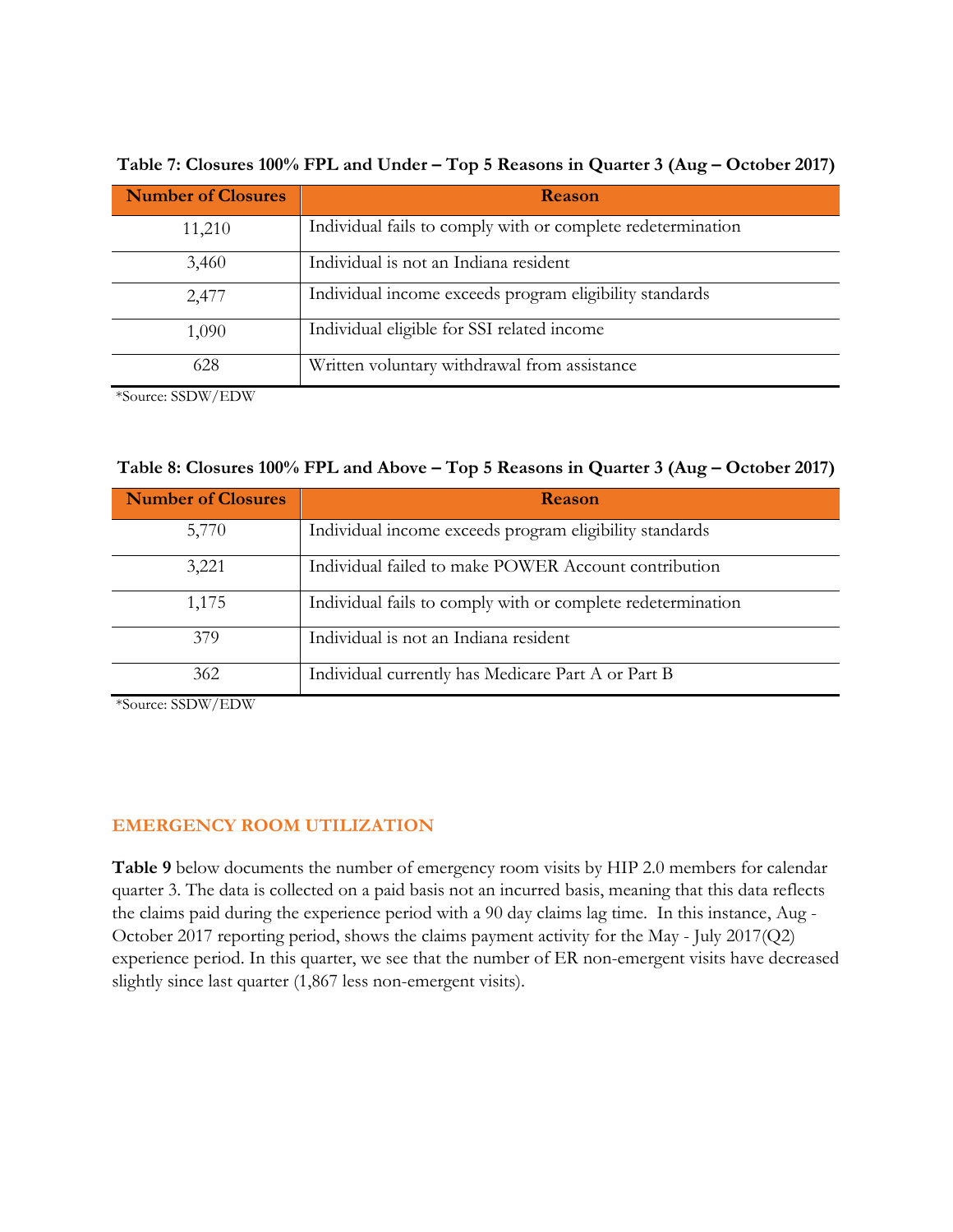**Table 7: Closures 100% FPL and Under – Top 5 Reasons in Quarter 3 (Aug – October 2017)**

| Number of Closures | Reason |
|---|---|
| 11,210 | Individual fails to comply with or complete redetermination |
| 3,460 | Individual is not an Indiana resident |
| 2,477 | Individual income exceeds program eligibility standards |
| 1,090 | Individual eligible for SSI related income |
| 628 | Written voluntary withdrawal from assistance |

*Source: SSDW/EDW

**Table 8: Closures 100% FPL and Above – Top 5 Reasons in Quarter 3 (Aug – October 2017)**

| Number of Closures | Reason |
|---|---|
| 5,770 | Individual income exceeds program eligibility standards |
| 3,221 | Individual failed to make POWER Account contribution |
| 1,175 | Individual fails to comply with or complete redetermination |
| 379 | Individual is not an Indiana resident |
| 362 | Individual currently has Medicare Part A or Part B |

*Source: SSDW/EDW

## EMERGENCY ROOM UTILIZATION

**Table 9** below documents the number of emergency room visits by HIP 2.0 members for calendar quarter 3. The data is collected on a paid basis not an incurred basis, meaning that this data reflects the claims paid during the experience period with a 90 day claims lag time. In this instance, Aug - October 2017 reporting period, shows the claims payment activity for the May - July 2017(Q2) experience period. In this quarter, we see that the number of ER non-emergent visits have decreased slightly since last quarter (1,867 less non-emergent visits).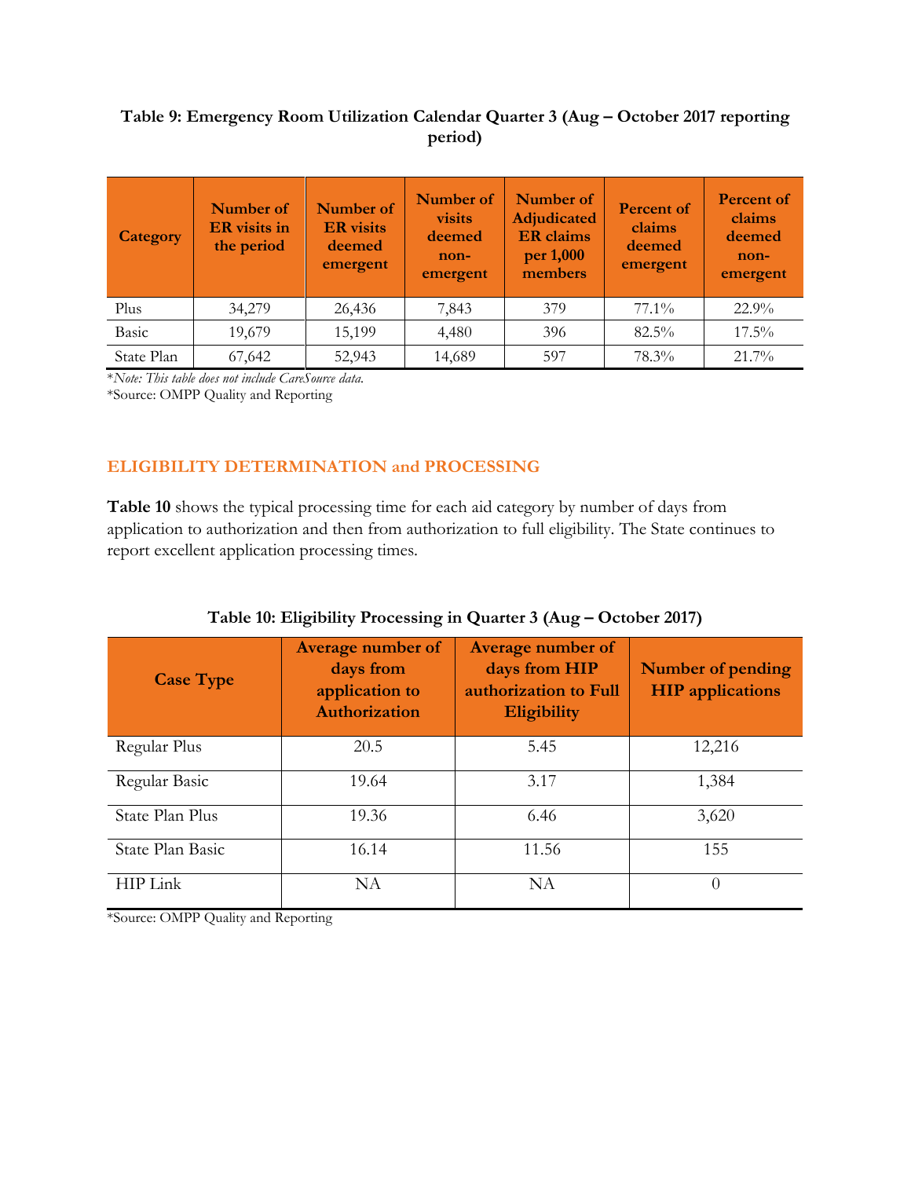**Table 9: Emergency Room Utilization Calendar Quarter 3 (Aug – October 2017 reporting period)**

| Category | Number of ER visits in the period | Number of ER visits deemed emergent | Number of visits deemed non-emergent | Number of Adjudicated ER claims per 1,000 members | Percent of claims deemed emergent | Percent of claims deemed non-emergent |
|---|---|---|---|---|---|---|
| Plus | 34,279 | 26,436 | 7,843 | 379 | 77.1% | 22.9% |
| Basic | 19,679 | 15,199 | 4,480 | 396 | 82.5% | 17.5% |
| State Plan | 67,642 | 52,943 | 14,689 | 597 | 78.3% | 21.7% |

*\*Note: This table does not include CareSource data.*

\*Source: OMPP Quality and Reporting

## ELIGIBILITY DETERMINATION and PROCESSING

**Table 10** shows the typical processing time for each aid category by number of days from application to authorization and then from authorization to full eligibility. The State continues to report excellent application processing times.

**Table 10: Eligibility Processing in Quarter 3 (Aug – October 2017)**

| Case Type | Average number of days from application to Authorization | Average number of days from HIP authorization to Full Eligibility | Number of pending HIP applications |
|---|---|---|---|
| Regular Plus | 20.5 | 5.45 | 12,216 |
| Regular Basic | 19.64 | 3.17 | 1,384 |
| State Plan Plus | 19.36 | 6.46 | 3,620 |
| State Plan Basic | 16.14 | 11.56 | 155 |
| HIP Link | NA | NA | 0 |

\*Source: OMPP Quality and Reporting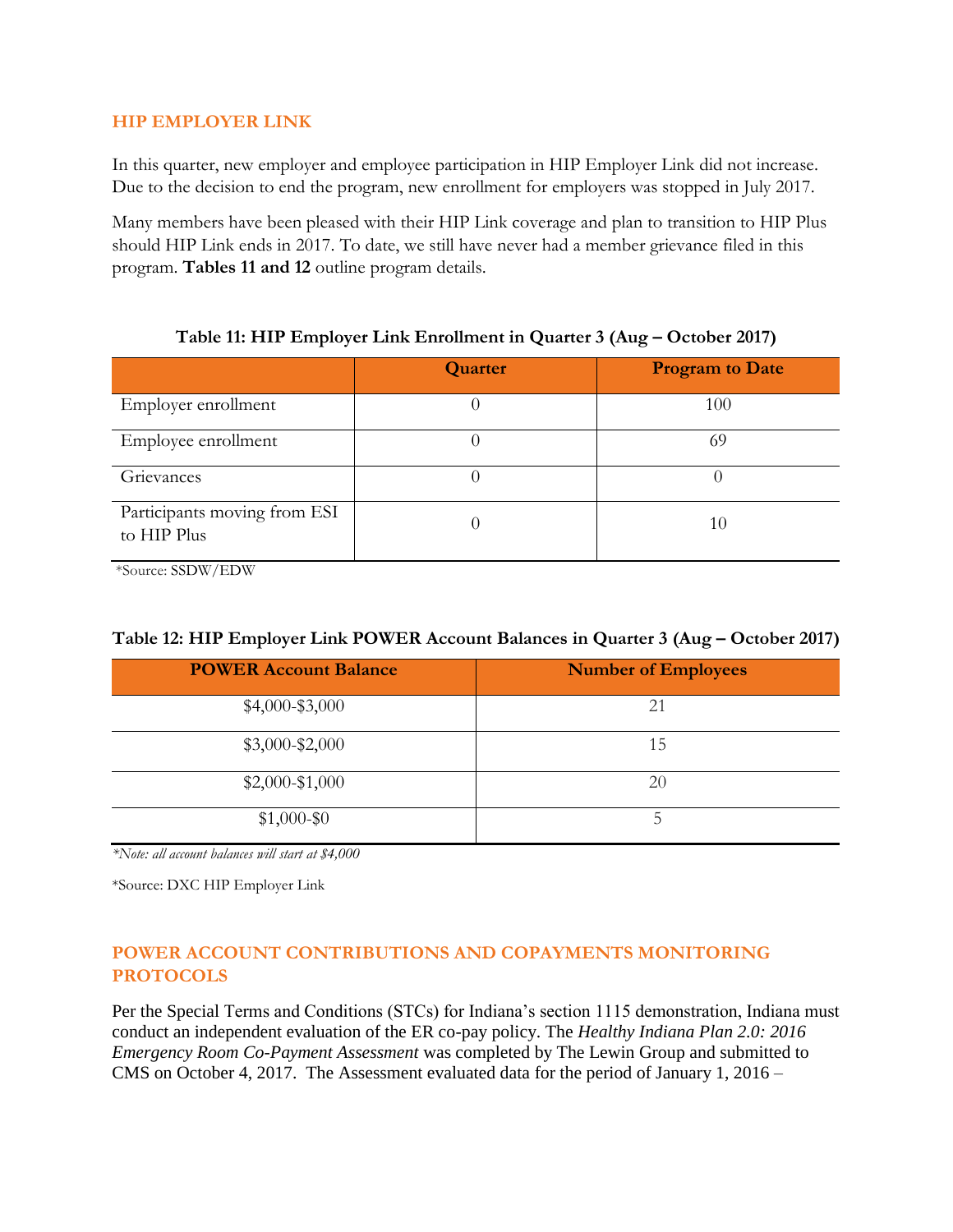## HIP EMPLOYER LINK

In this quarter, new employer and employee participation in HIP Employer Link did not increase. Due to the decision to end the program, new enrollment for employers was stopped in July 2017.

Many members have been pleased with their HIP Link coverage and plan to transition to HIP Plus should HIP Link ends in 2017. To date, we still have never had a member grievance filed in this program. **Tables 11 and 12** outline program details.

**Table 11: HIP Employer Link Enrollment in Quarter 3 (Aug – October 2017)**

| | Quarter | Program to Date |
|---|---|---|
| Employer enrollment | 0 | 100 |
| Employee enrollment | 0 | 69 |
| Grievances | 0 | 0 |
| Participants moving from ESI to HIP Plus | 0 | 10 |

*Source: SSDW/EDW

**Table 12: HIP Employer Link POWER Account Balances in Quarter 3 (Aug – October 2017)**

| POWER Account Balance | Number of Employees |
|---|---|
| $4,000-$3,000 | 21 |
| $3,000-$2,000 | 15 |
| $2,000-$1,000 | 20 |
| $1,000-$0 | 5 |

*\*Note: all account balances will start at $4,000*

*Source: DXC HIP Employer Link

## POWER ACCOUNT CONTRIBUTIONS AND COPAYMENTS MONITORING PROTOCOLS

Per the Special Terms and Conditions (STCs) for Indiana's section 1115 demonstration, Indiana must conduct an independent evaluation of the ER co-pay policy. The *Healthy Indiana Plan 2.0: 2016 Emergency Room Co-Payment Assessment* was completed by The Lewin Group and submitted to CMS on October 4, 2017. The Assessment evaluated data for the period of January 1, 2016 –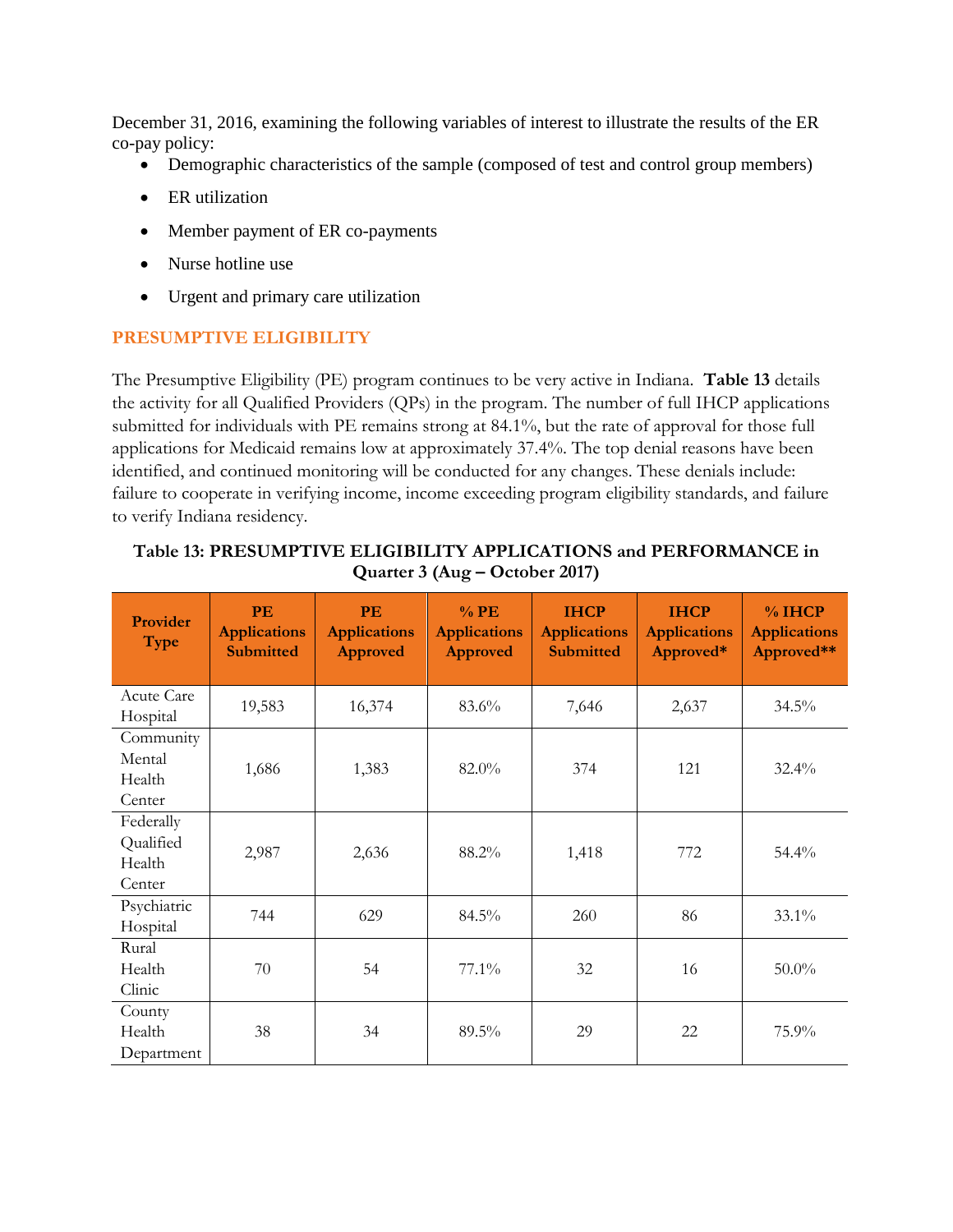December 31, 2016, examining the following variables of interest to illustrate the results of the ER co-pay policy:

- Demographic characteristics of the sample (composed of test and control group members)
- ER utilization
- Member payment of ER co-payments
- Nurse hotline use
- Urgent and primary care utilization

## PRESUMPTIVE ELIGIBILITY

The Presumptive Eligibility (PE) program continues to be very active in Indiana. **Table 13** details the activity for all Qualified Providers (QPs) in the program. The number of full IHCP applications submitted for individuals with PE remains strong at 84.1%, but the rate of approval for those full applications for Medicaid remains low at approximately 37.4%. The top denial reasons have been identified, and continued monitoring will be conducted for any changes. These denials include: failure to cooperate in verifying income, income exceeding program eligibility standards, and failure to verify Indiana residency.

**Table 13: PRESUMPTIVE ELIGIBILITY APPLICATIONS and PERFORMANCE in Quarter 3 (Aug – October 2017)**

| Provider Type | PE Applications Submitted | PE Applications Approved | % PE Applications Approved | IHCP Applications Submitted | IHCP Applications Approved* | % IHCP Applications Approved** |
|---|---|---|---|---|---|---|
| Acute Care Hospital | 19,583 | 16,374 | 83.6% | 7,646 | 2,637 | 34.5% |
| Community Mental Health Center | 1,686 | 1,383 | 82.0% | 374 | 121 | 32.4% |
| Federally Qualified Health Center | 2,987 | 2,636 | 88.2% | 1,418 | 772 | 54.4% |
| Psychiatric Hospital | 744 | 629 | 84.5% | 260 | 86 | 33.1% |
| Rural Health Clinic | 70 | 54 | 77.1% | 32 | 16 | 50.0% |
| County Health Department | 38 | 34 | 89.5% | 29 | 22 | 75.9% |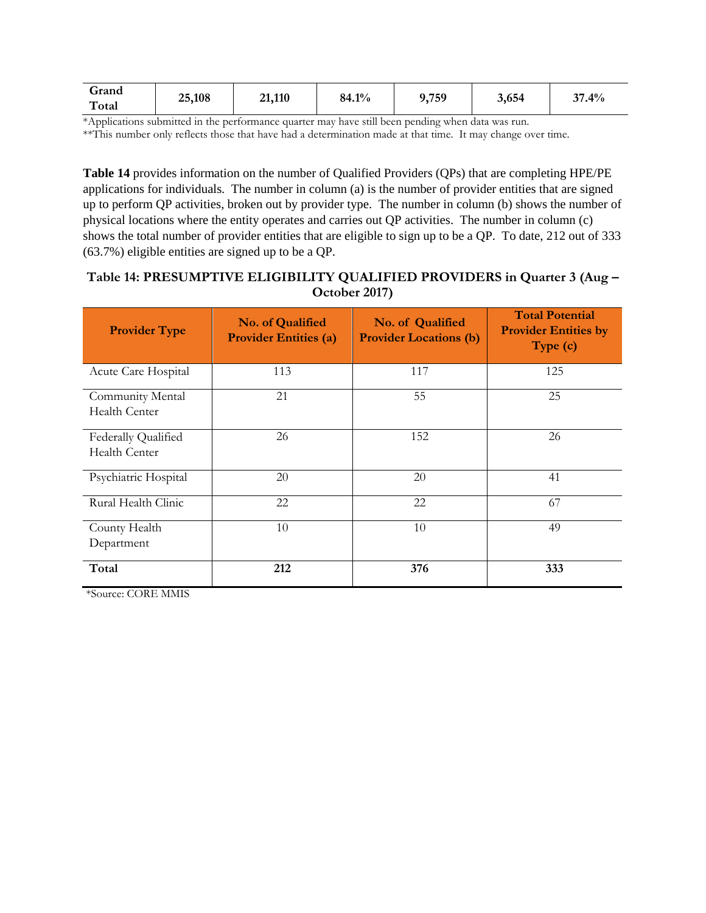| | | | | | | |
|---|---|---|---|---|---|---|
| **Grand Total** | **25,108** | **21,110** | **84.1%** | **9,759** | **3,654** | **37.4%** |

*Applications submitted in the performance quarter may have still been pending when data was run.

**This number only reflects those that have had a determination made at that time. It may change over time.

**Table 14** provides information on the number of Qualified Providers (QPs) that are completing HPE/PE applications for individuals. The number in column (a) is the number of provider entities that are signed up to perform QP activities, broken out by provider type. The number in column (b) shows the number of physical locations where the entity operates and carries out QP activities. The number in column (c) shows the total number of provider entities that are eligible to sign up to be a QP. To date, 212 out of 333 (63.7%) eligible entities are signed up to be a QP.

**Table 14: PRESUMPTIVE ELIGIBILITY QUALIFIED PROVIDERS in Quarter 3 (Aug – October 2017)**

| Provider Type | No. of Qualified Provider Entities (a) | No. of Qualified Provider Locations (b) | Total Potential Provider Entities by Type (c) |
|---|---|---|---|
| Acute Care Hospital | 113 | 117 | 125 |
| Community Mental Health Center | 21 | 55 | 25 |
| Federally Qualified Health Center | 26 | 152 | 26 |
| Psychiatric Hospital | 20 | 20 | 41 |
| Rural Health Clinic | 22 | 22 | 67 |
| County Health Department | 10 | 10 | 49 |
| **Total** | **212** | **376** | **333** |

*Source: CORE MMIS